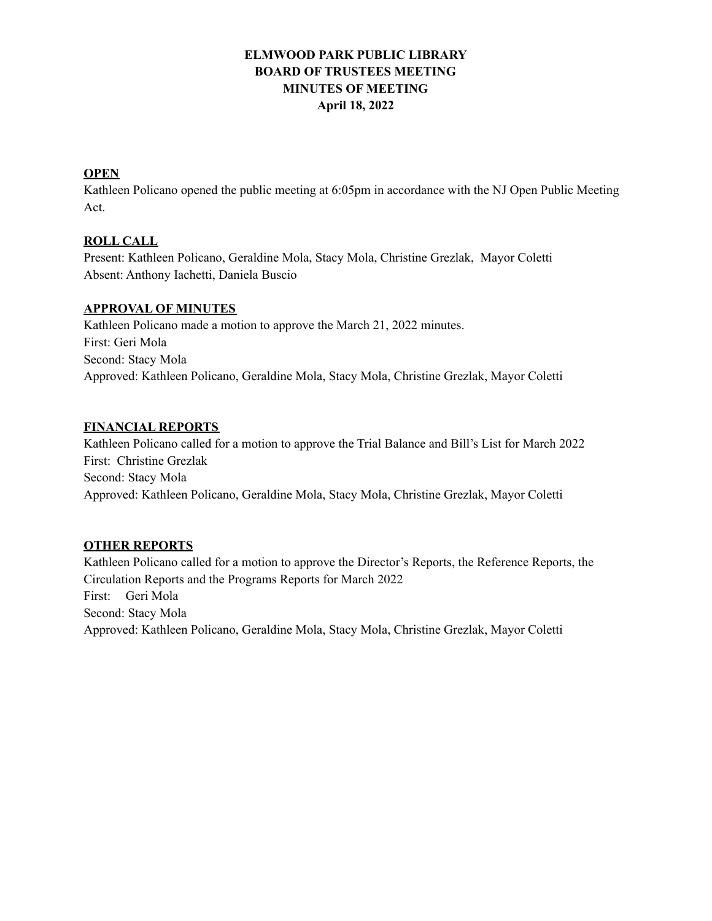# ELMWOOD PARK PUBLIC LIBRARY
# BOARD OF TRUSTEES MEETING
# MINUTES OF MEETING
# April 18, 2022

## OPEN

Kathleen Policano opened the public meeting at 6:05pm in accordance with the NJ Open Public Meeting Act.

## ROLL CALL

Present: Kathleen Policano, Geraldine Mola, Stacy Mola, Christine Grezlak, Mayor Coletti
Absent: Anthony Iachetti, Daniela Buscio

## APPROVAL OF MINUTES

Kathleen Policano made a motion to approve the March 21, 2022 minutes.
First: Geri Mola
Second: Stacy Mola
Approved: Kathleen Policano, Geraldine Mola, Stacy Mola, Christine Grezlak, Mayor Coletti

## FINANCIAL REPORTS

Kathleen Policano called for a motion to approve the Trial Balance and Bill's List for March 2022
First: Christine Grezlak
Second: Stacy Mola
Approved: Kathleen Policano, Geraldine Mola, Stacy Mola, Christine Grezlak, Mayor Coletti

## OTHER REPORTS

Kathleen Policano called for a motion to approve the Director's Reports, the Reference Reports, the Circulation Reports and the Programs Reports for March 2022
First: Geri Mola
Second: Stacy Mola
Approved: Kathleen Policano, Geraldine Mola, Stacy Mola, Christine Grezlak, Mayor Coletti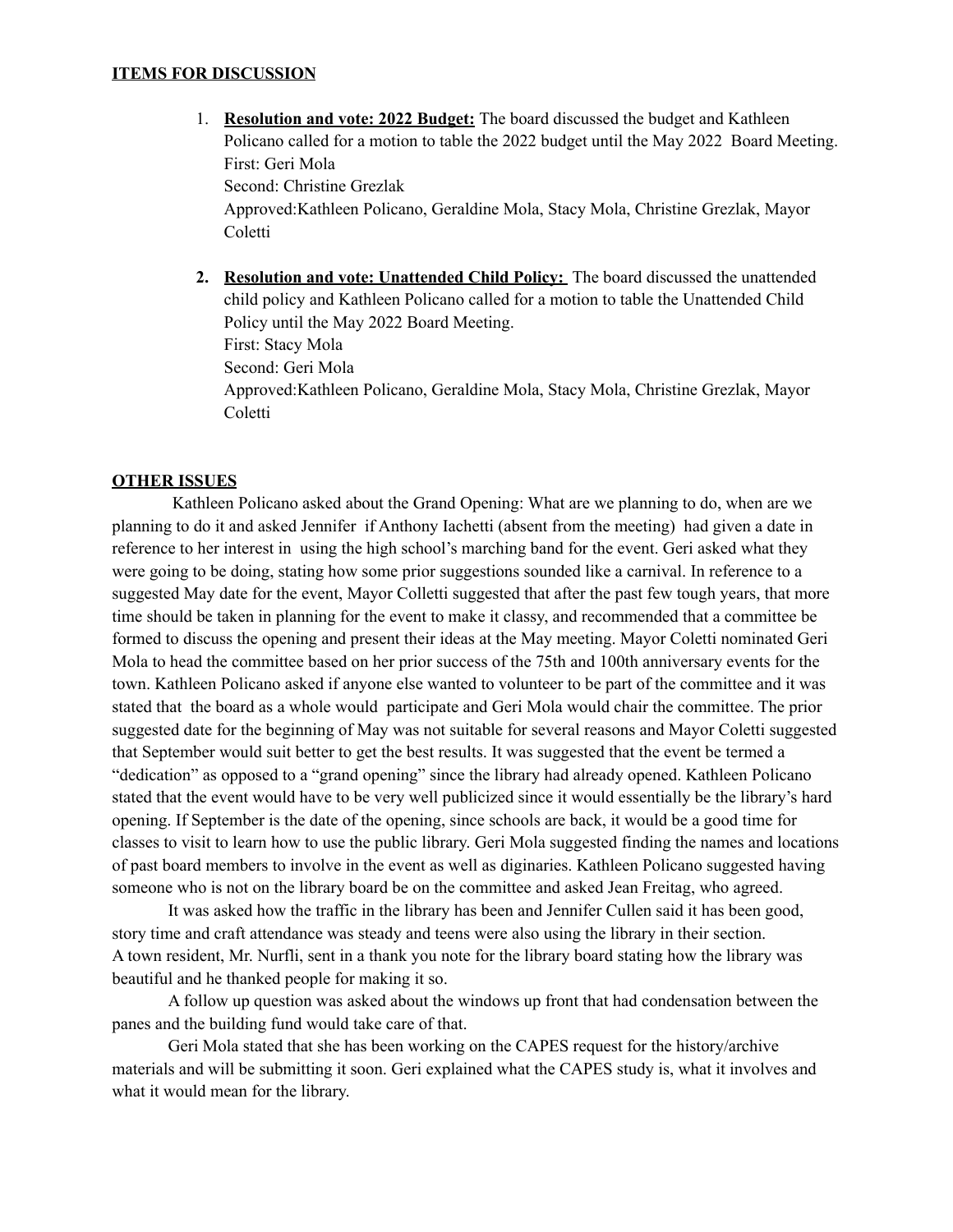**ITEMS FOR DISCUSSION**

1. **Resolution and vote: 2022 Budget:** The board discussed the budget and Kathleen Policano called for a motion to table the 2022 budget until the May 2022 Board Meeting.
   First: Geri Mola
   Second: Christine Grezlak
   Approved:Kathleen Policano, Geraldine Mola, Stacy Mola, Christine Grezlak, Mayor Coletti

2. **Resolution and vote: Unattended Child Policy:** The board discussed the unattended child policy and Kathleen Policano called for a motion to table the Unattended Child Policy until the May 2022 Board Meeting.
   First: Stacy Mola
   Second: Geri Mola
   Approved:Kathleen Policano, Geraldine Mola, Stacy Mola, Christine Grezlak, Mayor Coletti

**OTHER ISSUES**

Kathleen Policano asked about the Grand Opening: What are we planning to do, when are we planning to do it and asked Jennifer if Anthony Iachetti (absent from the meeting) had given a date in reference to her interest in using the high school's marching band for the event. Geri asked what they were going to be doing, stating how some prior suggestions sounded like a carnival. In reference to a suggested May date for the event, Mayor Colletti suggested that after the past few tough years, that more time should be taken in planning for the event to make it classy, and recommended that a committee be formed to discuss the opening and present their ideas at the May meeting. Mayor Coletti nominated Geri Mola to head the committee based on her prior success of the 75th and 100th anniversary events for the town. Kathleen Policano asked if anyone else wanted to volunteer to be part of the committee and it was stated that the board as a whole would participate and Geri Mola would chair the committee. The prior suggested date for the beginning of May was not suitable for several reasons and Mayor Coletti suggested that September would suit better to get the best results. It was suggested that the event be termed a "dedication" as opposed to a "grand opening" since the library had already opened. Kathleen Policano stated that the event would have to be very well publicized since it would essentially be the library's hard opening. If September is the date of the opening, since schools are back, it would be a good time for classes to visit to learn how to use the public library. Geri Mola suggested finding the names and locations of past board members to involve in the event as well as diginaries. Kathleen Policano suggested having someone who is not on the library board be on the committee and asked Jean Freitag, who agreed.

It was asked how the traffic in the library has been and Jennifer Cullen said it has been good, story time and craft attendance was steady and teens were also using the library in their section.
A town resident, Mr. Nurfli, sent in a thank you note for the library board stating how the library was beautiful and he thanked people for making it so.

A follow up question was asked about the windows up front that had condensation between the panes and the building fund would take care of that.

Geri Mola stated that she has been working on the CAPES request for the history/archive materials and will be submitting it soon. Geri explained what the CAPES study is, what it involves and what it would mean for the library.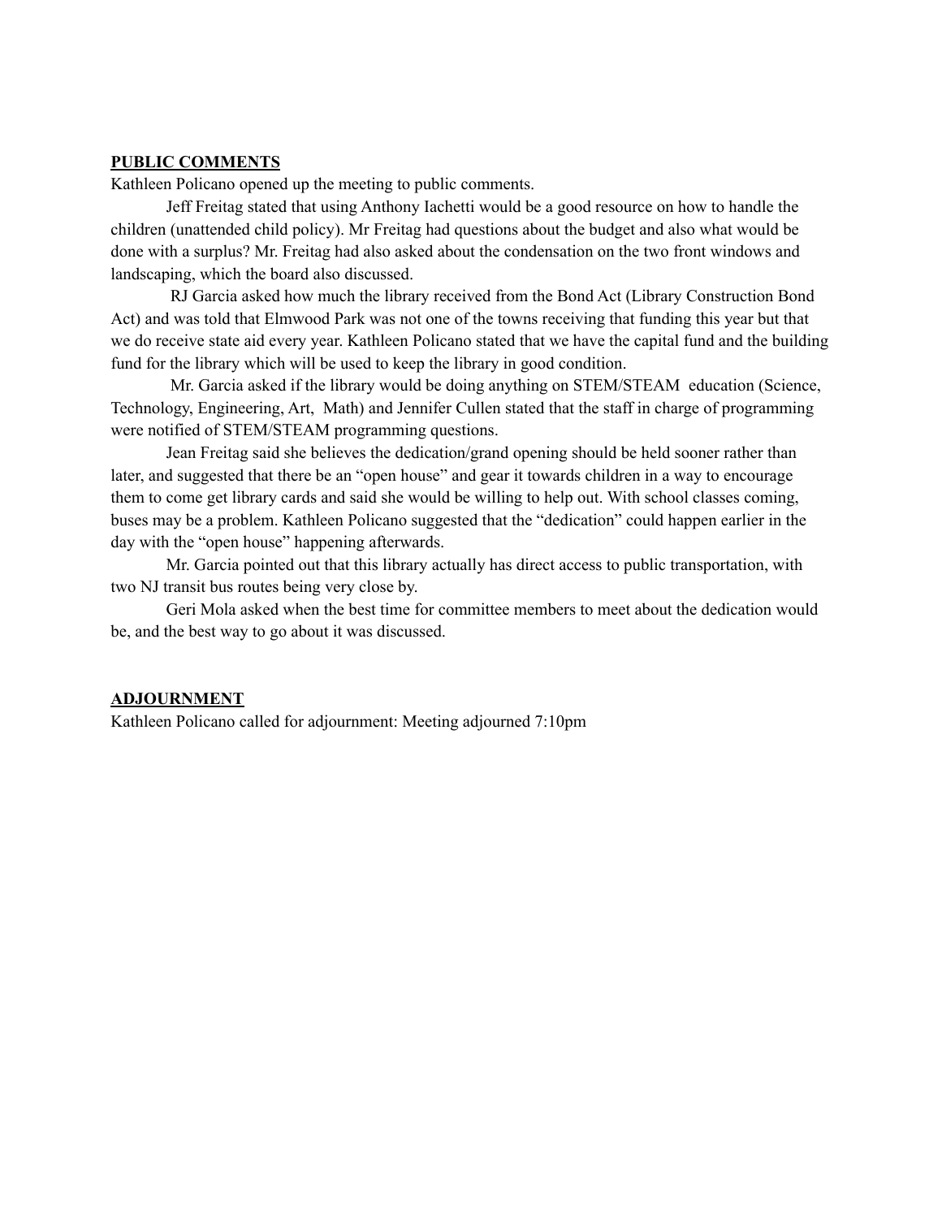## PUBLIC COMMENTS

Kathleen Policano opened up the meeting to public comments.

Jeff Freitag stated that using Anthony Iachetti would be a good resource on how to handle the children (unattended child policy). Mr Freitag had questions about the budget and also what would be done with a surplus? Mr. Freitag had also asked about the condensation on the two front windows and landscaping, which the board also discussed.

RJ Garcia asked how much the library received from the Bond Act (Library Construction Bond Act) and was told that Elmwood Park was not one of the towns receiving that funding this year but that we do receive state aid every year. Kathleen Policano stated that we have the capital fund and the building fund for the library which will be used to keep the library in good condition.

Mr. Garcia asked if the library would be doing anything on STEM/STEAM education (Science, Technology, Engineering, Art, Math) and Jennifer Cullen stated that the staff in charge of programming were notified of STEM/STEAM programming questions.

Jean Freitag said she believes the dedication/grand opening should be held sooner rather than later, and suggested that there be an "open house" and gear it towards children in a way to encourage them to come get library cards and said she would be willing to help out. With school classes coming, buses may be a problem. Kathleen Policano suggested that the "dedication" could happen earlier in the day with the "open house" happening afterwards.

Mr. Garcia pointed out that this library actually has direct access to public transportation, with two NJ transit bus routes being very close by.

Geri Mola asked when the best time for committee members to meet about the dedication would be, and the best way to go about it was discussed.

## ADJOURNMENT

Kathleen Policano called for adjournment: Meeting adjourned 7:10pm